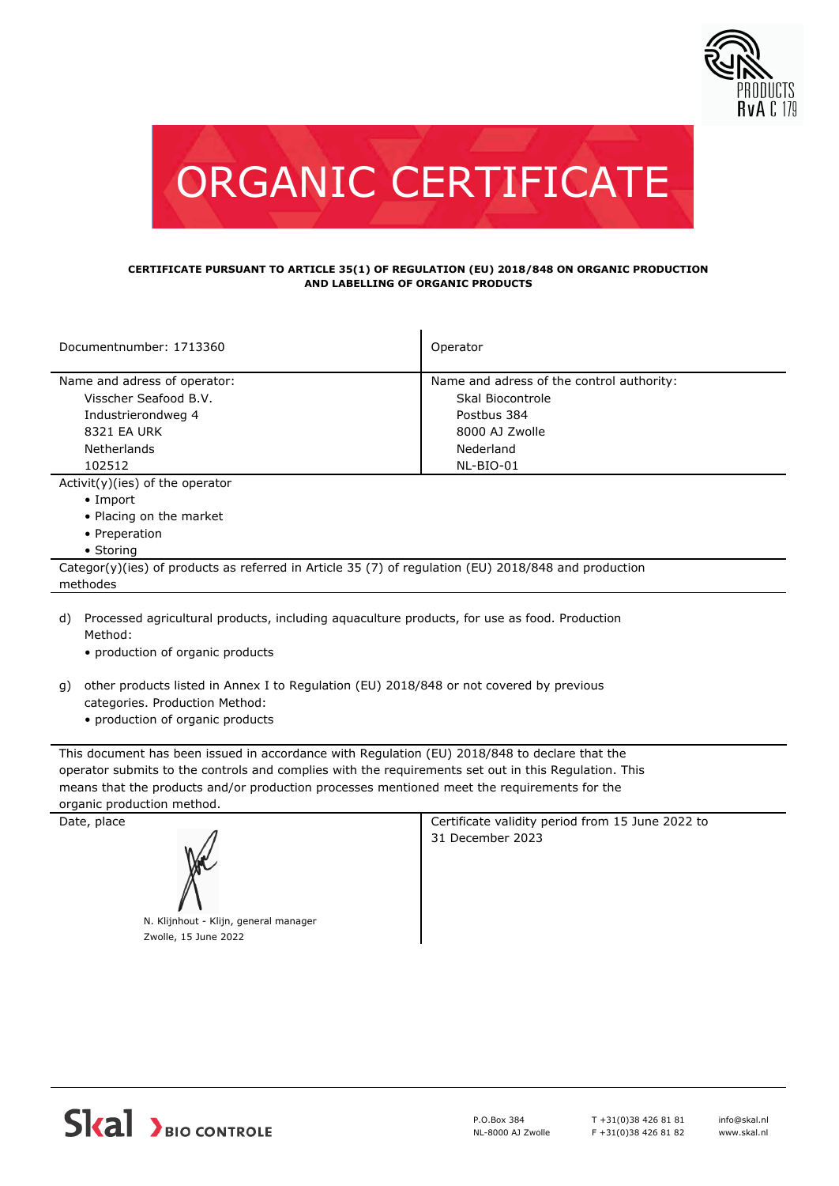# ORGANIC CERTIFICATE

**CERTIFICATE PURSUANT TO ARTICLE 35(1) OF REGULATION (EU) 2018/848 ON ORGANIC PRODUCTION AND LABELLING OF ORGANIC PRODUCTS**

| Documentnumber: 1713360 | Operator |
|---|---|
| Name and adress of operator:<br>Visscher Seafood B.V.<br>Industrierondweg 4<br>8321 EA URK<br>Netherlands<br>102512 | Name and adress of the control authority:<br>Skal Biocontrole<br>Postbus 384<br>8000 AJ Zwolle<br>Nederland<br>NL-BIO-01 |

Activit(y)(ies) of the operator

- Import
- Placing on the market
- Preperation
- Storing

Categor(y)(ies) of products as referred in Article 35 (7) of regulation (EU) 2018/848 and production methodes

d) Processed agricultural products, including aquaculture products, for use as food. Production Method:
- production of organic products

g) other products listed in Annex I to Regulation (EU) 2018/848 or not covered by previous categories. Production Method:
- production of organic products

This document has been issued in accordance with Regulation (EU) 2018/848 to declare that the operator submits to the controls and complies with the requirements set out in this Regulation. This means that the products and/or production processes mentioned meet the requirements for the organic production method.

| Date, place | Certificate validity period from 15 June 2022 to 31 December 2023 |
|---|---|
| N. Klijnhout - Klijn, general manager<br>Zwolle, 15 June 2022 | |

Skal BIO CONTROLE

P.O.Box 384
NL-8000 AJ Zwolle

T +31(0)38 426 81 81
F +31(0)38 426 81 82

info@skal.nl
www.skal.nl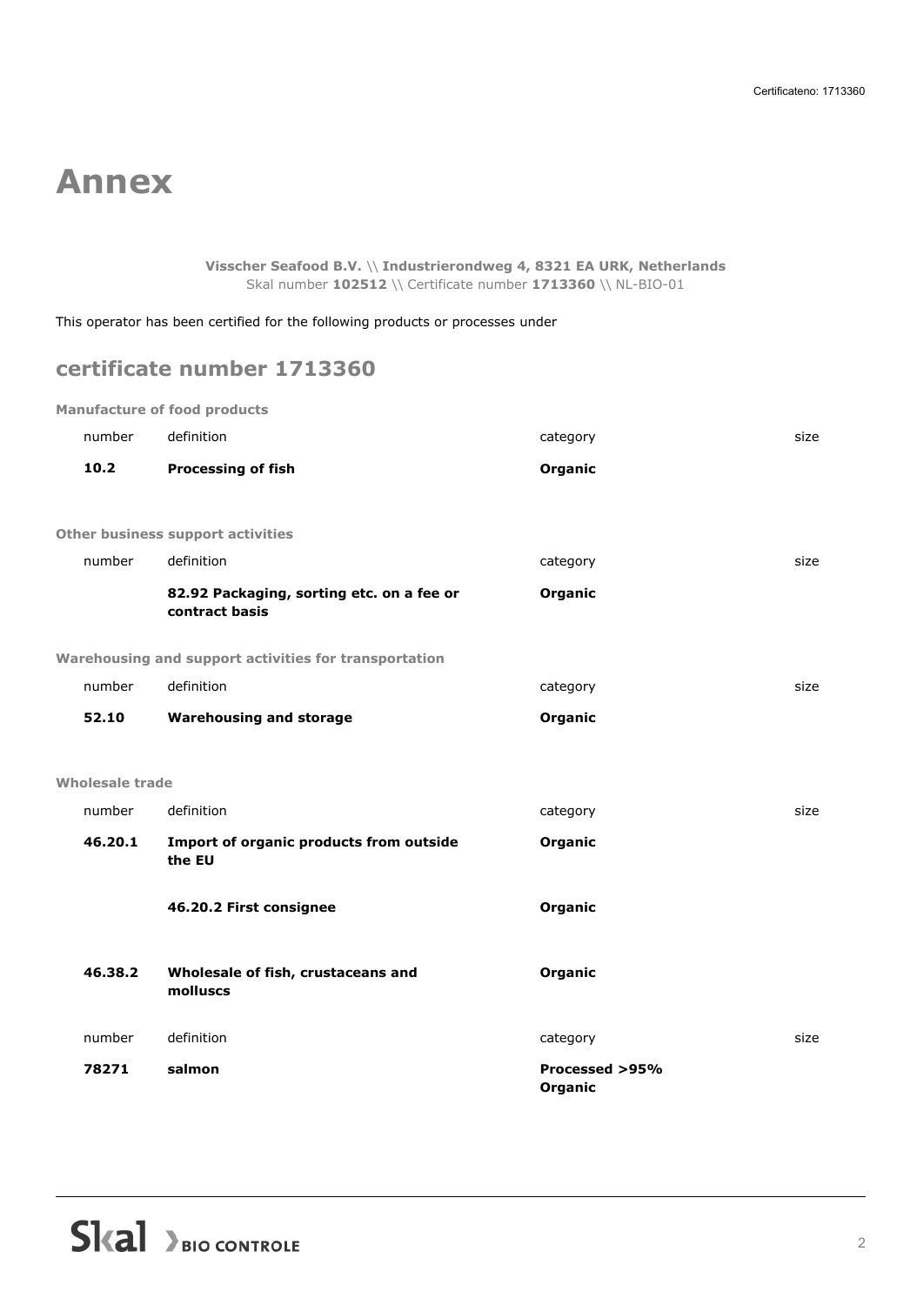# Annex

**Visscher Seafood B.V.** \\ **Industrierondweg 4, 8321 EA URK, Netherlands**
Skal number **102512** \\ Certificate number **1713360** \\ NL-BIO-01

This operator has been certified for the following products or processes under

## certificate number 1713360

**Manufacture of food products**

| number | definition | category | size |
|---|---|---|---|
| **10.2** | **Processing of fish** | **Organic** | |

**Other business support activities**

| number | definition | category | size |
|---|---|---|---|
| | **82.92 Packaging, sorting etc. on a fee or contract basis** | **Organic** | |

**Warehousing and support activities for transportation**

| number | definition | category | size |
|---|---|---|---|
| **52.10** | **Warehousing and storage** | **Organic** | |

**Wholesale trade**

| number | definition | category | size |
|---|---|---|---|
| **46.20.1** | **Import of organic products from outside the EU** | **Organic** | |
| | **46.20.2 First consignee** | **Organic** | |
| **46.38.2** | **Wholesale of fish, crustaceans and molluscs** | **Organic** | |

| number | definition | category | size |
|---|---|---|---|
| **78271** | **salmon** | **Processed >95% Organic** | |